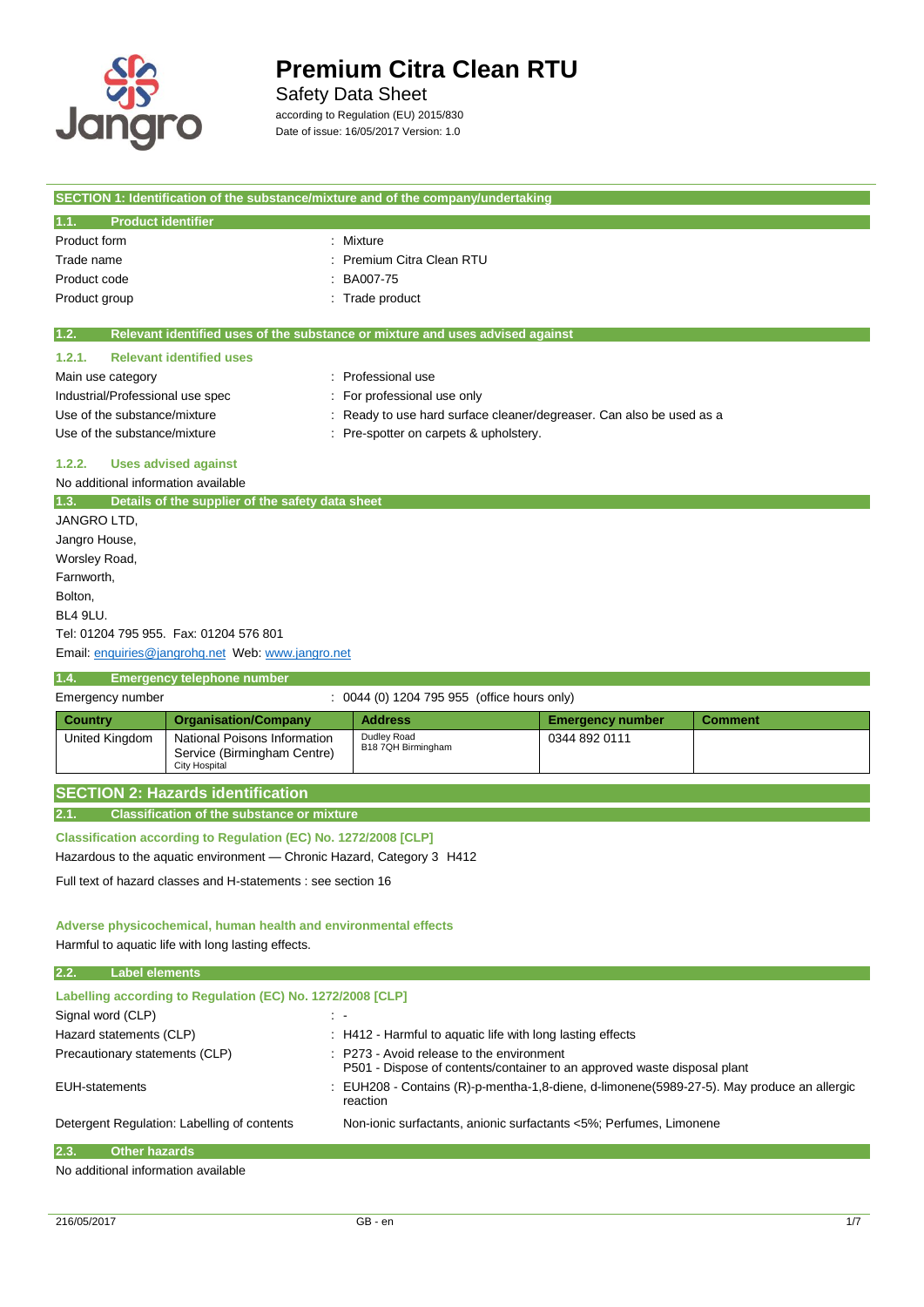# Premium Citra Clean RTU

Safety Data Sheet

according to Regulation (EU) 2015/830

Date of issue: 16/05/2017 Version: 1.0

## SECTION 1: Identification of the substance/mixture and of the company/undertaking

### 1.1. Product identifier

Product form : Mixture

Trade name : Premium Citra Clean RTU

Product code : BA007-75

Product group : Trade product

### 1.2. Relevant identified uses of the substance or mixture and uses advised against

#### 1.2.1. Relevant identified uses

Main use category : Professional use

Industrial/Professional use spec : For professional use only

Use of the substance/mixture : Ready to use hard surface cleaner/degreaser. Can also be used as a

Use of the substance/mixture : Pre-spotter on carpets & upholstery.

#### 1.2.2. Uses advised against

No additional information available

### 1.3. Details of the supplier of the safety data sheet

JANGRO LTD,
Jangro House,
Worsley Road,
Farnworth,
Bolton,
BL4 9LU.
Tel: 01204 795 955. Fax: 01204 576 801
Email: enquiries@jangrohq.net Web: www.jangro.net

### 1.4. Emergency telephone number

Emergency number : 0044 (0) 1204 795 955 (office hours only)

| Country | Organisation/Company | Address | Emergency number | Comment |
|---|---|---|---|---|
| United Kingdom | National Poisons Information Service (Birmingham Centre) City Hospital | Dudley Road B18 7QH Birmingham | 0344 892 0111 | |

## SECTION 2: Hazards identification

### 2.1. Classification of the substance or mixture

**Classification according to Regulation (EC) No. 1272/2008 [CLP]**

Hazardous to the aquatic environment — Chronic Hazard, Category 3 H412

Full text of hazard classes and H-statements : see section 16

**Adverse physicochemical, human health and environmental effects**

Harmful to aquatic life with long lasting effects.

### 2.2. Label elements

**Labelling according to Regulation (EC) No. 1272/2008 [CLP]**

Signal word (CLP) : -

Hazard statements (CLP) : H412 - Harmful to aquatic life with long lasting effects

Precautionary statements (CLP) : P273 - Avoid release to the environment
P501 - Dispose of contents/container to an approved waste disposal plant

EUH-statements : EUH208 - Contains (R)-p-mentha-1,8-diene, d-limonene(5989-27-5). May produce an allergic reaction

Detergent Regulation: Labelling of contents Non-ionic surfactants, anionic surfactants <5%; Perfumes, Limonene

### 2.3. Other hazards

No additional information available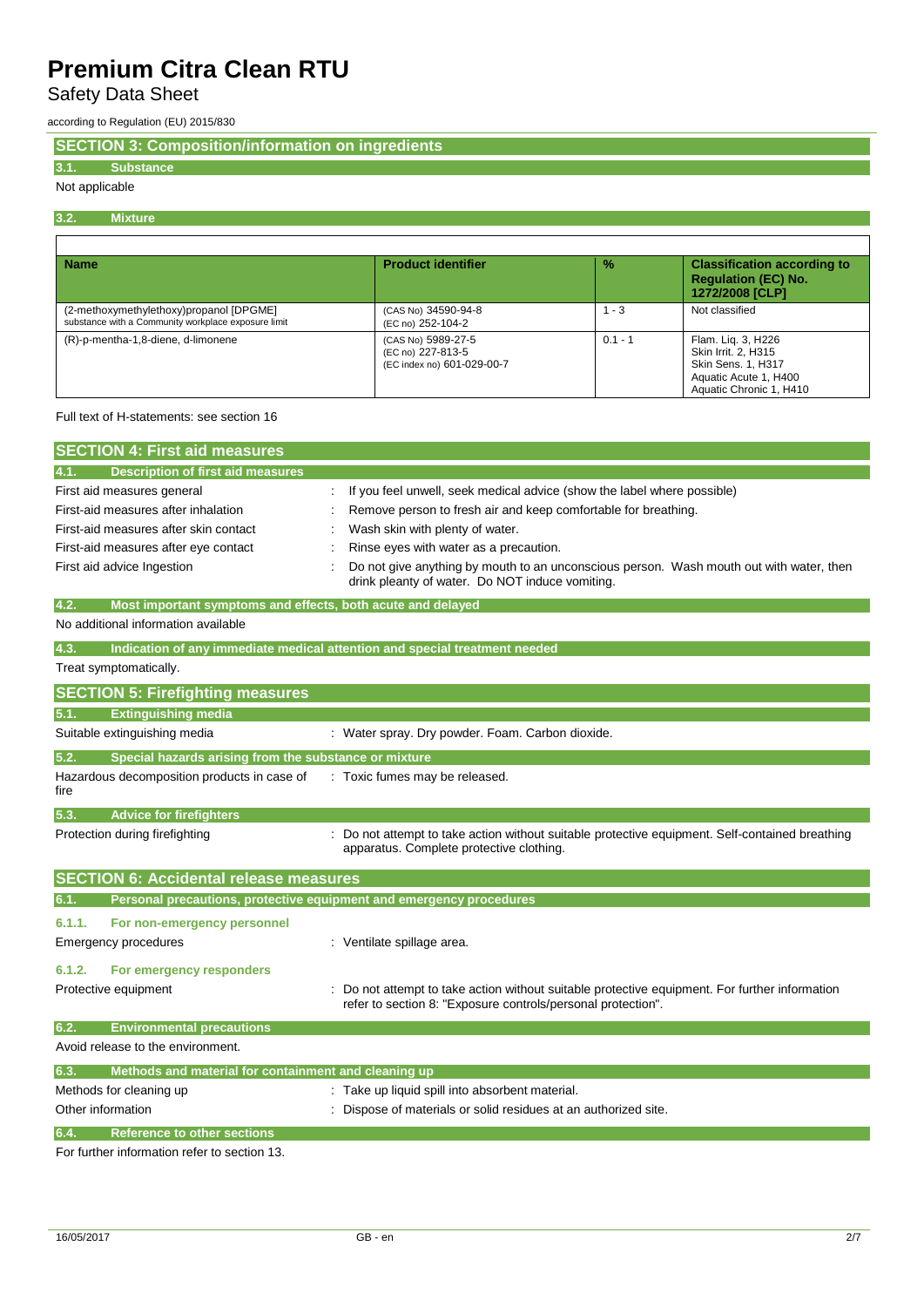## SECTION 3: Composition/information on ingredients

### 3.1. Substance

Not applicable

### 3.2. Mixture

| Name | Product identifier | % | Classification according to Regulation (EC) No. 1272/2008 [CLP] |
|---|---|---|---|
| (2-methoxymethylethoxy)propanol [DPGME] substance with a Community workplace exposure limit | (CAS No) 34590-94-8 (EC no) 252-104-2 | 1 - 3 | Not classified |
| (R)-p-mentha-1,8-diene, d-limonene | (CAS No) 5989-27-5 (EC no) 227-813-5 (EC index no) 601-029-00-7 | 0.1 - 1 | Flam. Liq. 3, H226 Skin Irrit. 2, H315 Skin Sens. 1, H317 Aquatic Acute 1, H400 Aquatic Chronic 1, H410 |

Full text of H-statements: see section 16

## SECTION 4: First aid measures

### 4.1. Description of first aid measures

First aid measures general : If you feel unwell, seek medical advice (show the label where possible)

First-aid measures after inhalation : Remove person to fresh air and keep comfortable for breathing.

First-aid measures after skin contact : Wash skin with plenty of water.

First-aid measures after eye contact : Rinse eyes with water as a precaution.

First aid advice Ingestion : Do not give anything by mouth to an unconscious person. Wash mouth out with water, then drink pleanty of water. Do NOT induce vomiting.

### 4.2. Most important symptoms and effects, both acute and delayed

No additional information available

### 4.3. Indication of any immediate medical attention and special treatment needed

Treat symptomatically.

## SECTION 5: Firefighting measures

### 5.1. Extinguishing media

Suitable extinguishing media : Water spray. Dry powder. Foam. Carbon dioxide.

### 5.2. Special hazards arising from the substance or mixture

Hazardous decomposition products in case of fire : Toxic fumes may be released.

### 5.3. Advice for firefighters

Protection during firefighting : Do not attempt to take action without suitable protective equipment. Self-contained breathing apparatus. Complete protective clothing.

## SECTION 6: Accidental release measures

### 6.1. Personal precautions, protective equipment and emergency procedures

#### 6.1.1. For non-emergency personnel

Emergency procedures : Ventilate spillage area.

#### 6.1.2. For emergency responders

Protective equipment : Do not attempt to take action without suitable protective equipment. For further information refer to section 8: "Exposure controls/personal protection".

### 6.2. Environmental precautions

Avoid release to the environment.

### 6.3. Methods and material for containment and cleaning up

Methods for cleaning up : Take up liquid spill into absorbent material.

Other information : Dispose of materials or solid residues at an authorized site.

### 6.4. Reference to other sections

For further information refer to section 13.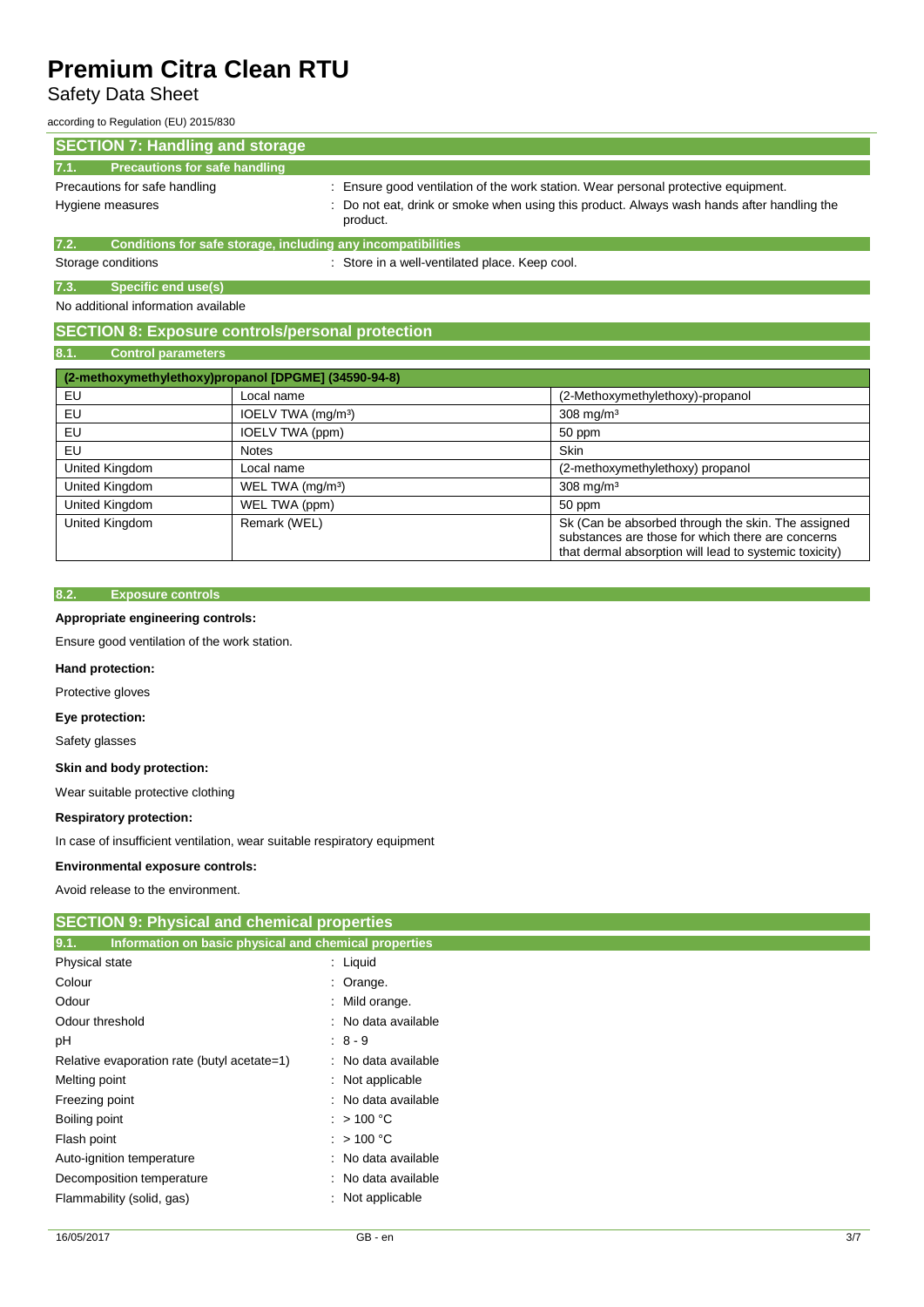## SECTION 7: Handling and storage

### 7.1. Precautions for safe handling

Precautions for safe handling : Ensure good ventilation of the work station. Wear personal protective equipment.

Hygiene measures : Do not eat, drink or smoke when using this product. Always wash hands after handling the product.

### 7.2. Conditions for safe storage, including any incompatibilities

Storage conditions : Store in a well-ventilated place. Keep cool.

### 7.3. Specific end use(s)

No additional information available

## SECTION 8: Exposure controls/personal protection

### 8.1. Control parameters

| (2-methoxymethylethoxy)propanol [DPGME] (34590-94-8) | | |
|---|---|---|
| EU | Local name | (2-Methoxymethylethoxy)-propanol |
| EU | IOELV TWA (mg/m³) | 308 mg/m³ |
| EU | IOELV TWA (ppm) | 50 ppm |
| EU | Notes | Skin |
| United Kingdom | Local name | (2-methoxymethylethoxy) propanol |
| United Kingdom | WEL TWA (mg/m³) | 308 mg/m³ |
| United Kingdom | WEL TWA (ppm) | 50 ppm |
| United Kingdom | Remark (WEL) | Sk (Can be absorbed through the skin. The assigned substances are those for which there are concerns that dermal absorption will lead to systemic toxicity) |

### 8.2. Exposure controls

**Appropriate engineering controls:**

Ensure good ventilation of the work station.

**Hand protection:**

Protective gloves

**Eye protection:**

Safety glasses

**Skin and body protection:**

Wear suitable protective clothing

**Respiratory protection:**

In case of insufficient ventilation, wear suitable respiratory equipment

**Environmental exposure controls:**

Avoid release to the environment.

## SECTION 9: Physical and chemical properties

### 9.1. Information on basic physical and chemical properties

Physical state : Liquid

Colour : Orange.

Odour : Mild orange.

Odour threshold : No data available

pH : 8 - 9

Relative evaporation rate (butyl acetate=1) : No data available

Melting point : Not applicable

Freezing point : No data available

Boiling point : > 100 °C

Flash point : > 100 °C

Auto-ignition temperature : No data available

Decomposition temperature : No data available

Flammability (solid, gas) : Not applicable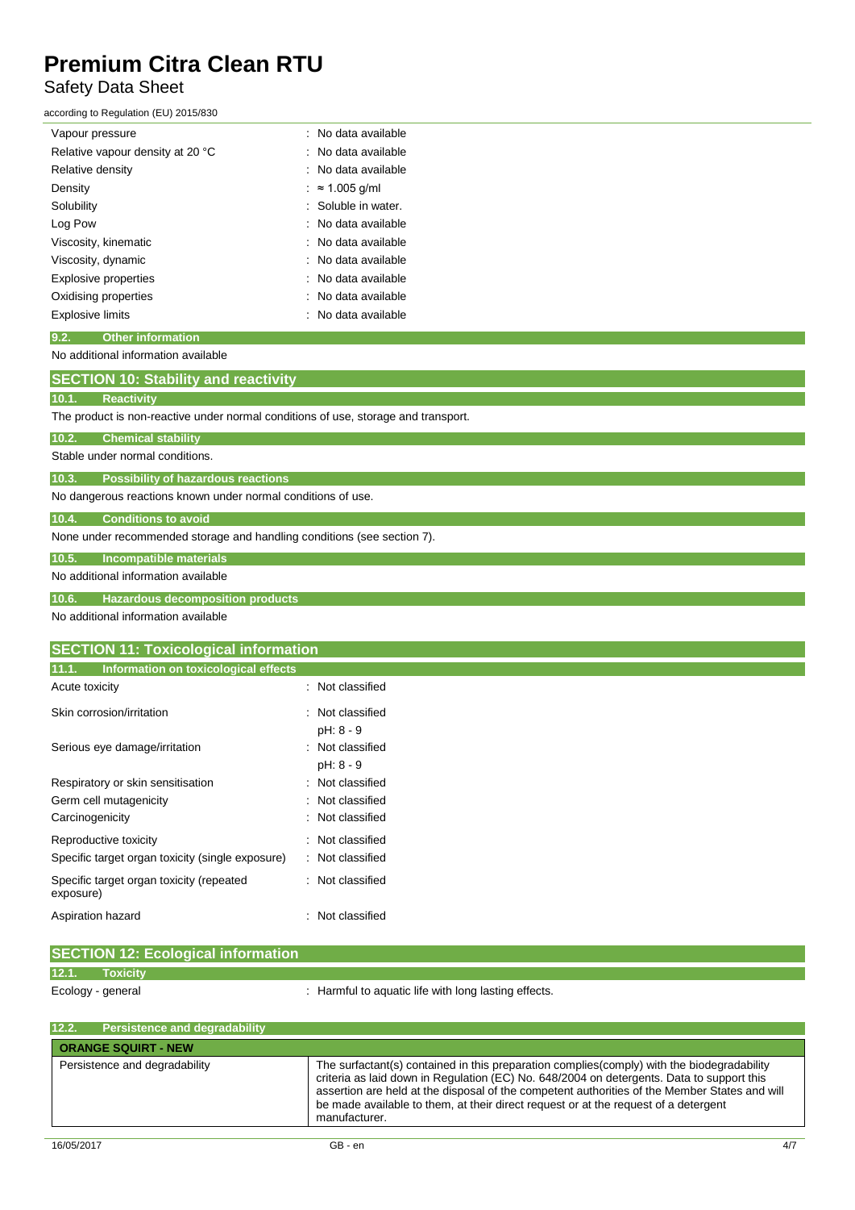| | |
|---|---|
| Vapour pressure | : No data available |
| Relative vapour density at 20 °C | : No data available |
| Relative density | : No data available |
| Density | : ≈ 1.005 g/ml |
| Solubility | : Soluble in water. |
| Log Pow | : No data available |
| Viscosity, kinematic | : No data available |
| Viscosity, dynamic | : No data available |
| Explosive properties | : No data available |
| Oxidising properties | : No data available |
| Explosive limits | : No data available |

### 9.2. Other information

No additional information available

## SECTION 10: Stability and reactivity

### 10.1. Reactivity

The product is non-reactive under normal conditions of use, storage and transport.

### 10.2. Chemical stability

Stable under normal conditions.

### 10.3. Possibility of hazardous reactions

No dangerous reactions known under normal conditions of use.

### 10.4. Conditions to avoid

None under recommended storage and handling conditions (see section 7).

### 10.5. Incompatible materials

No additional information available

### 10.6. Hazardous decomposition products

No additional information available

## SECTION 11: Toxicological information

### 11.1. Information on toxicological effects

| | |
|---|---|
| Acute toxicity | : Not classified |
| Skin corrosion/irritation | : Not classified<br>pH: 8 - 9 |
| Serious eye damage/irritation | : Not classified<br>pH: 8 - 9 |
| Respiratory or skin sensitisation | : Not classified |
| Germ cell mutagenicity | : Not classified |
| Carcinogenicity | : Not classified |
| Reproductive toxicity | : Not classified |
| Specific target organ toxicity (single exposure) | : Not classified |
| Specific target organ toxicity (repeated exposure) | : Not classified |
| Aspiration hazard | : Not classified |

## SECTION 12: Ecological information

### 12.1. Toxicity

Ecology - general : Harmful to aquatic life with long lasting effects.

### 12.2. Persistence and degradability

| ORANGE SQUIRT - NEW | |
|---|---|
| Persistence and degradability | The surfactant(s) contained in this preparation complies(comply) with the biodegradability criteria as laid down in Regulation (EC) No. 648/2004 on detergents. Data to support this assertion are held at the disposal of the competent authorities of the Member States and will be made available to them, at their direct request or at the request of a detergent manufacturer. |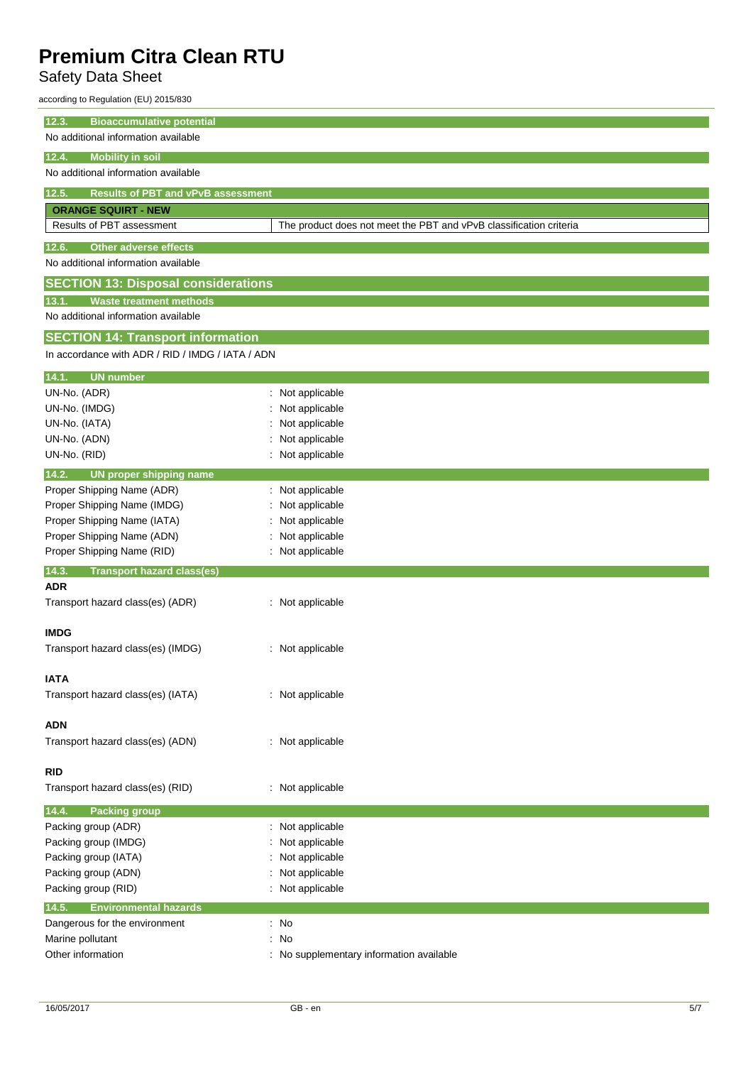### 12.3. Bioaccumulative potential

No additional information available

### 12.4. Mobility in soil

No additional information available

### 12.5. Results of PBT and vPvB assessment

| ORANGE SQUIRT - NEW | |
|---|---|
| Results of PBT assessment | The product does not meet the PBT and vPvB classification criteria |

### 12.6. Other adverse effects

No additional information available

## SECTION 13: Disposal considerations

### 13.1. Waste treatment methods

No additional information available

## SECTION 14: Transport information

In accordance with ADR / RID / IMDG / IATA / ADN

### 14.1. UN number

UN-No. (ADR) : Not applicable
UN-No. (IMDG) : Not applicable
UN-No. (IATA) : Not applicable
UN-No. (ADN) : Not applicable
UN-No. (RID) : Not applicable

### 14.2. UN proper shipping name

Proper Shipping Name (ADR) : Not applicable
Proper Shipping Name (IMDG) : Not applicable
Proper Shipping Name (IATA) : Not applicable
Proper Shipping Name (ADN) : Not applicable
Proper Shipping Name (RID) : Not applicable

### 14.3. Transport hazard class(es)

**ADR**

Transport hazard class(es) (ADR) : Not applicable

**IMDG**

Transport hazard class(es) (IMDG) : Not applicable

**IATA**

Transport hazard class(es) (IATA) : Not applicable

**ADN**

Transport hazard class(es) (ADN) : Not applicable

**RID**

Transport hazard class(es) (RID) : Not applicable

### 14.4. Packing group

Packing group (ADR) : Not applicable
Packing group (IMDG) : Not applicable
Packing group (IATA) : Not applicable
Packing group (ADN) : Not applicable
Packing group (RID) : Not applicable

### 14.5. Environmental hazards

Dangerous for the environment : No
Marine pollutant : No
Other information : No supplementary information available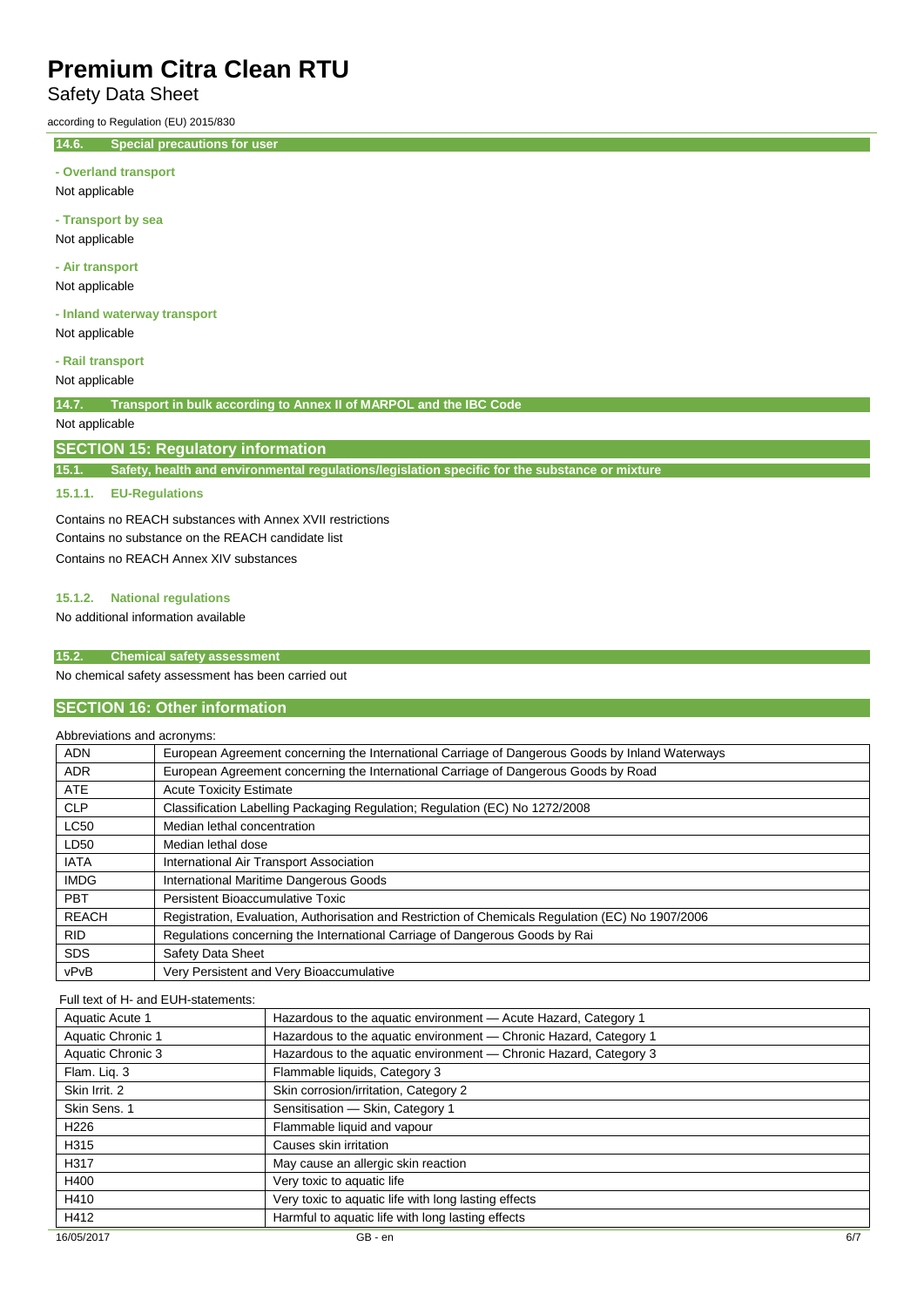### 14.6. Special precautions for user

**- Overland transport**

Not applicable

**- Transport by sea**

Not applicable

**- Air transport**

Not applicable

**- Inland waterway transport**

Not applicable

**- Rail transport**

Not applicable

### 14.7. Transport in bulk according to Annex II of MARPOL and the IBC Code

Not applicable

## SECTION 15: Regulatory information

### 15.1. Safety, health and environmental regulations/legislation specific for the substance or mixture

#### 15.1.1. EU-Regulations

Contains no REACH substances with Annex XVII restrictions

Contains no substance on the REACH candidate list

Contains no REACH Annex XIV substances

#### 15.1.2. National regulations

No additional information available

### 15.2. Chemical safety assessment

No chemical safety assessment has been carried out

## SECTION 16: Other information

Abbreviations and acronyms:

| | |
|---|---|
| ADN | European Agreement concerning the International Carriage of Dangerous Goods by Inland Waterways |
| ADR | European Agreement concerning the International Carriage of Dangerous Goods by Road |
| ATE | Acute Toxicity Estimate |
| CLP | Classification Labelling Packaging Regulation; Regulation (EC) No 1272/2008 |
| LC50 | Median lethal concentration |
| LD50 | Median lethal dose |
| IATA | International Air Transport Association |
| IMDG | International Maritime Dangerous Goods |
| PBT | Persistent Bioaccumulative Toxic |
| REACH | Registration, Evaluation, Authorisation and Restriction of Chemicals Regulation (EC) No 1907/2006 |
| RID | Regulations concerning the International Carriage of Dangerous Goods by Rai |
| SDS | Safety Data Sheet |
| vPvB | Very Persistent and Very Bioaccumulative |

Full text of H- and EUH-statements:

| | |
|---|---|
| Aquatic Acute 1 | Hazardous to the aquatic environment — Acute Hazard, Category 1 |
| Aquatic Chronic 1 | Hazardous to the aquatic environment — Chronic Hazard, Category 1 |
| Aquatic Chronic 3 | Hazardous to the aquatic environment — Chronic Hazard, Category 3 |
| Flam. Liq. 3 | Flammable liquids, Category 3 |
| Skin Irrit. 2 | Skin corrosion/irritation, Category 2 |
| Skin Sens. 1 | Sensitisation — Skin, Category 1 |
| H226 | Flammable liquid and vapour |
| H315 | Causes skin irritation |
| H317 | May cause an allergic skin reaction |
| H400 | Very toxic to aquatic life |
| H410 | Very toxic to aquatic life with long lasting effects |
| H412 | Harmful to aquatic life with long lasting effects |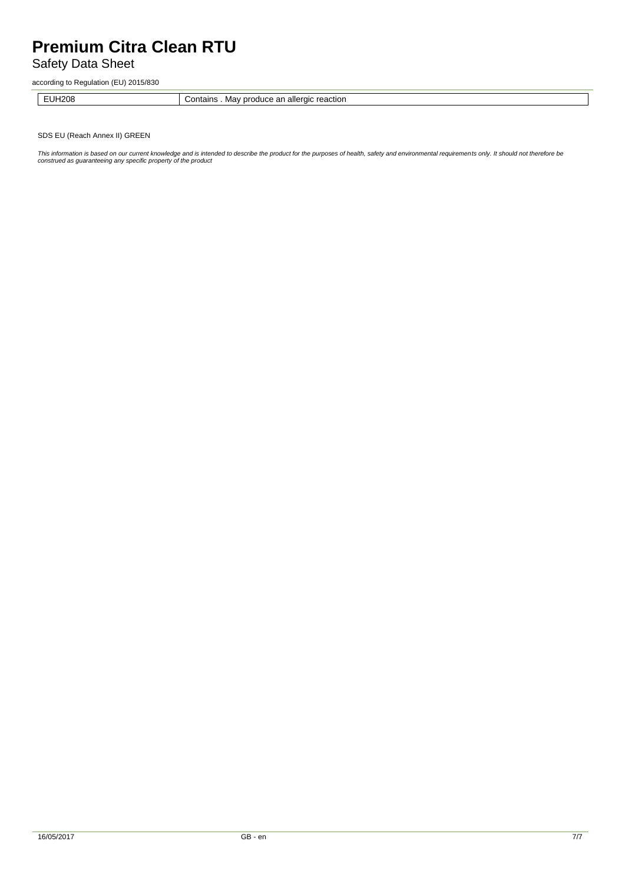| | |
|---|---|
| EUH208 | Contains . May produce an allergic reaction |

SDS EU (Reach Annex II) GREEN

*This information is based on our current knowledge and is intended to describe the product for the purposes of health, safety and environmental requirements only. It should not therefore be construed as guaranteeing any specific property of the product*